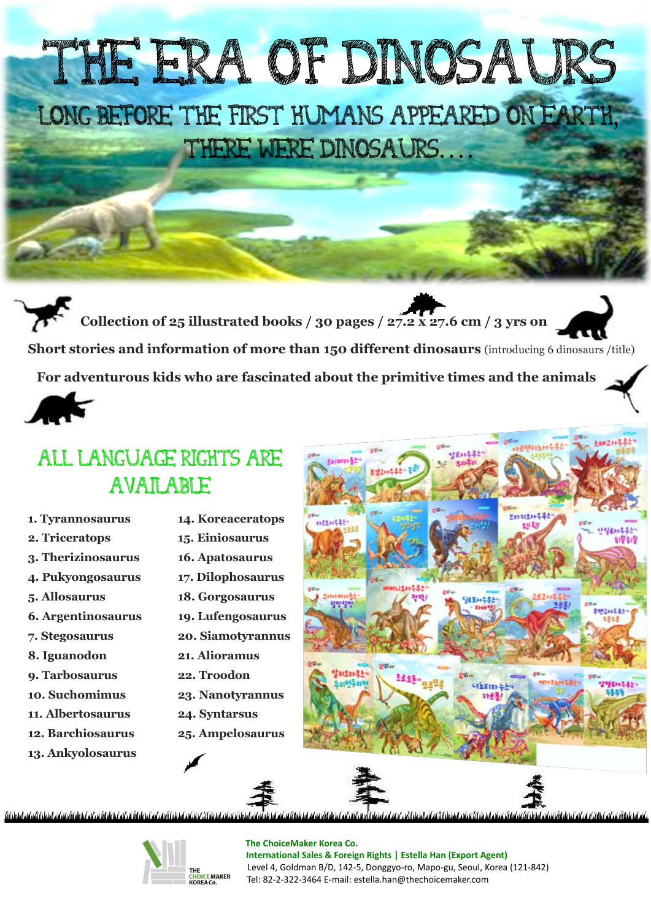# THE ERA OF DINOSAURS

## LONG BEFORE THE FIRST HUMANS APPEARED ON EARTH, THERE WERE DINOSAURS….

**Collection of 25 illustrated books / 30 pages / 27.2 x 27.6 cm / 3 yrs on**

**Short stories and information of more than 150 different dinosaurs** (introducing 6 dinosaurs /title)

**For adventurous kids who are fascinated about the primitive times and the animals**

## ALL LANGUAGE RIGHTS ARE AVAILABLE

1. **Tyrannosaurus**
2. **Triceratops**
3. **Therizinosaurus**
4. **Pukyongosaurus**
5. **Allosaurus**
6. **Argentinosaurus**
7. **Stegosaurus**
8. **Iguanodon**
9. **Tarbosaurus**
10. **Suchomimus**
11. **Albertosaurus**
12. **Barchiosaurus**
13. **Ankyolosaurus**
14. **Koreaceratops**
15. **Einiosaurus**
16. **Apatosaurus**
17. **Dilophosaurus**
18. **Gorgosaurus**
19. **Lufengosaurus**
20. **Siamotyrannus**
21. **Alioramus**
22. **Troodon**
23. **Nanotyrannus**
24. **Syntarsus**
25. **Ampelosaurus**

**The ChoiceMaker Korea Co.**
**International Sales & Foreign Rights | Estella Han (Export Agent)**
Level 4, Goldman B/D, 142-5, Donggyo-ro, Mapo-gu, Seoul, Korea (121-842)
Tel: 82-2-322-3464 E-mail: estella.han@thechoicemaker.com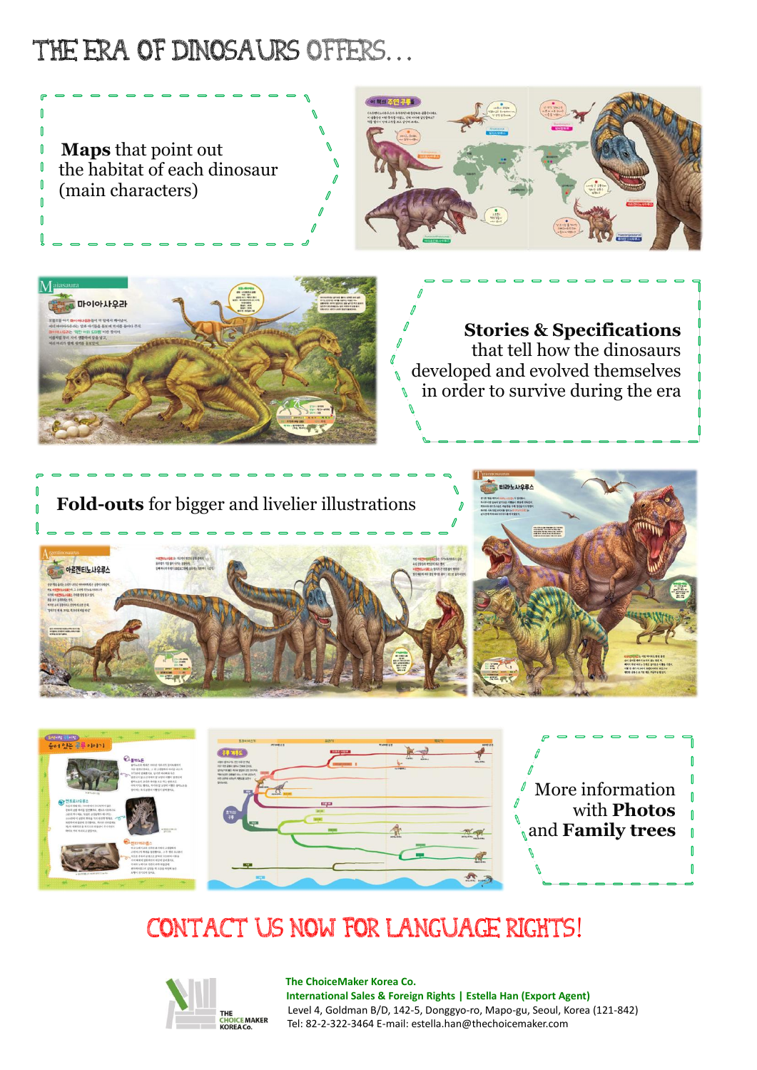# THE ERA OF DINOSAURS OFFERS...

**Maps** that point out the habitat of each dinosaur (main characters)

**Stories & Specifications** that tell how the dinosaurs developed and evolved themselves in order to survive during the era

**Fold-outs** for bigger and livelier illustrations

More information with **Photos** and **Family trees**

## CONTACT US NOW FOR LANGUAGE RIGHTS!

**The ChoiceMaker Korea Co.**
**International Sales & Foreign Rights | Estella Han (Export Agent)**
Level 4, Goldman B/D, 142-5, Donggyo-ro, Mapo-gu, Seoul, Korea (121-842)
Tel: 82-2-322-3464 E-mail: estella.han@thechoicemaker.com